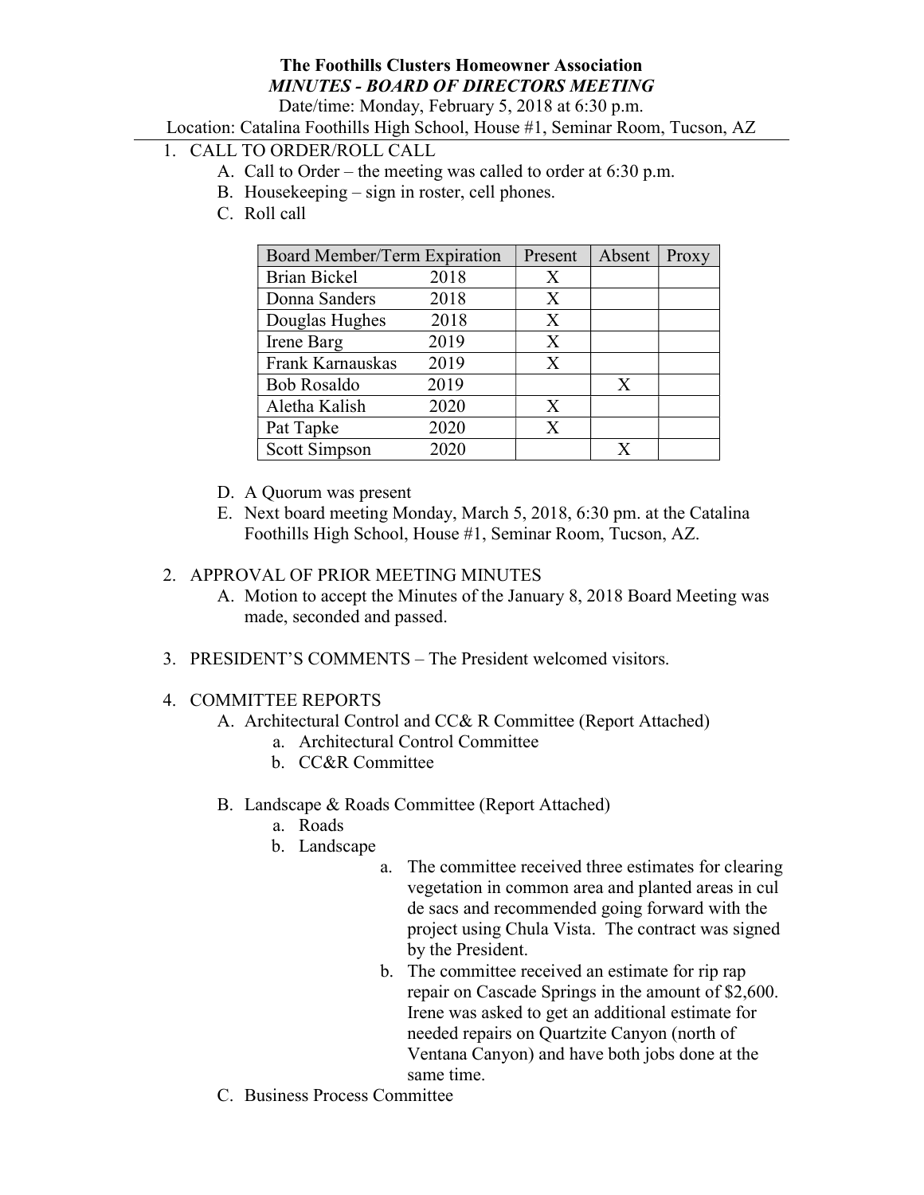**The Foothills Clusters Homeowner Association**
***MINUTES - BOARD OF DIRECTORS MEETING***

Date/time: Monday, February 5, 2018 at 6:30 p.m.

Location: Catalina Foothills High School, House #1, Seminar Room, Tucson, AZ

1. CALL TO ORDER/ROLL CALL
   - A. Call to Order – the meeting was called to order at 6:30 p.m.
   - B. Housekeeping – sign in roster, cell phones.
   - C. Roll call

| Board Member/Term Expiration | | Present | Absent | Proxy |
|---|---|---|---|---|
| Brian Bickel | 2018 | X | | |
| Donna Sanders | 2018 | X | | |
| Douglas Hughes | 2018 | X | | |
| Irene Barg | 2019 | X | | |
| Frank Karnauskas | 2019 | X | | |
| Bob Rosaldo | 2019 | | X | |
| Aletha Kalish | 2020 | X | | |
| Pat Tapke | 2020 | X | | |
| Scott Simpson | 2020 | | X | |

   - D. A Quorum was present
   - E. Next board meeting Monday, March 5, 2018, 6:30 pm. at the Catalina Foothills High School, House #1, Seminar Room, Tucson, AZ.

2. APPROVAL OF PRIOR MEETING MINUTES
   - A. Motion to accept the Minutes of the January 8, 2018 Board Meeting was made, seconded and passed.

3. PRESIDENT'S COMMENTS – The President welcomed visitors.

4. COMMITTEE REPORTS
   - A. Architectural Control and CC& R Committee (Report Attached)
     - a. Architectural Control Committee
     - b. CC&R Committee
   - B. Landscape & Roads Committee (Report Attached)
     - a. Roads
     - b. Landscape
       - a. The committee received three estimates for clearing vegetation in common area and planted areas in cul de sacs and recommended going forward with the project using Chula Vista. The contract was signed by the President.
       - b. The committee received an estimate for rip rap repair on Cascade Springs in the amount of $2,600. Irene was asked to get an additional estimate for needed repairs on Quartzite Canyon (north of Ventana Canyon) and have both jobs done at the same time.
   - C. Business Process Committee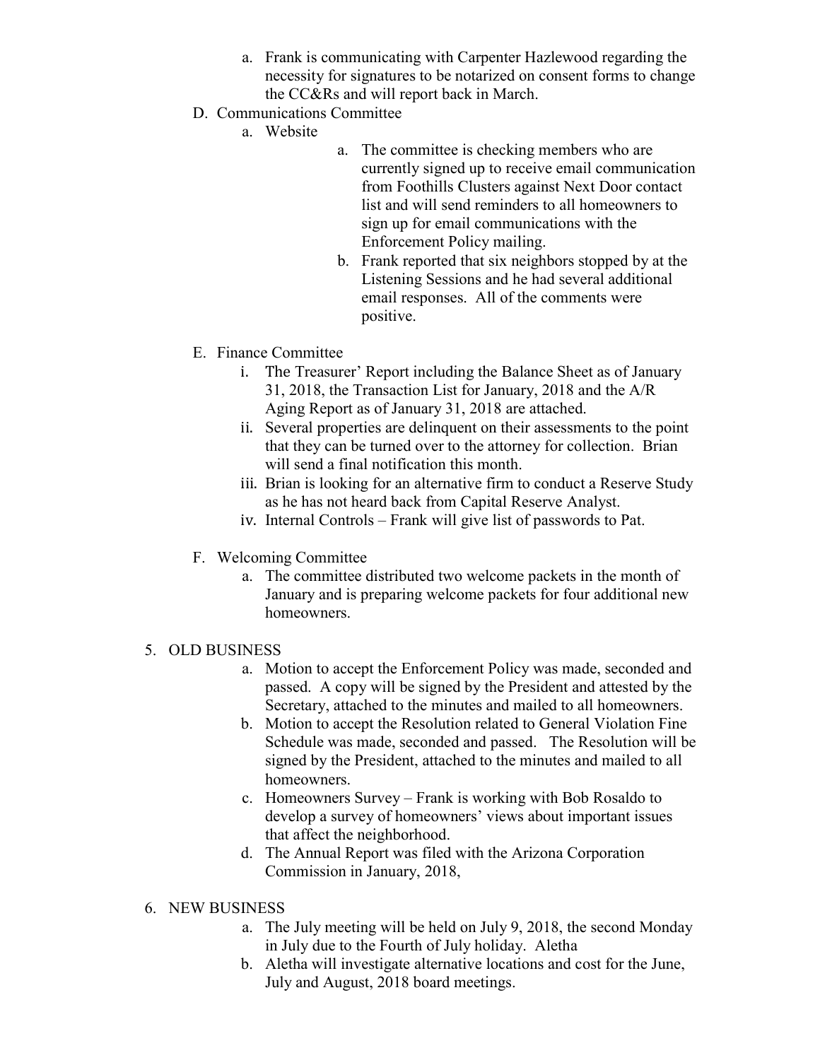a. Frank is communicating with Carpenter Hazlewood regarding the necessity for signatures to be notarized on consent forms to change the CC&Rs and will report back in March.

D. Communications Committee
   a. Website
      a. The committee is checking members who are currently signed up to receive email communication from Foothills Clusters against Next Door contact list and will send reminders to all homeowners to sign up for email communications with the Enforcement Policy mailing.
      b. Frank reported that six neighbors stopped by at the Listening Sessions and he had several additional email responses. All of the comments were positive.

E. Finance Committee
   i. The Treasurer' Report including the Balance Sheet as of January 31, 2018, the Transaction List for January, 2018 and the A/R Aging Report as of January 31, 2018 are attached.
   ii. Several properties are delinquent on their assessments to the point that they can be turned over to the attorney for collection. Brian will send a final notification this month.
   iii. Brian is looking for an alternative firm to conduct a Reserve Study as he has not heard back from Capital Reserve Analyst.
   iv. Internal Controls – Frank will give list of passwords to Pat.

F. Welcoming Committee
   a. The committee distributed two welcome packets in the month of January and is preparing welcome packets for four additional new homeowners.

5. OLD BUSINESS
   a. Motion to accept the Enforcement Policy was made, seconded and passed. A copy will be signed by the President and attested by the Secretary, attached to the minutes and mailed to all homeowners.
   b. Motion to accept the Resolution related to General Violation Fine Schedule was made, seconded and passed. The Resolution will be signed by the President, attached to the minutes and mailed to all homeowners.
   c. Homeowners Survey – Frank is working with Bob Rosaldo to develop a survey of homeowners' views about important issues that affect the neighborhood.
   d. The Annual Report was filed with the Arizona Corporation Commission in January, 2018,

6. NEW BUSINESS
   a. The July meeting will be held on July 9, 2018, the second Monday in July due to the Fourth of July holiday. Aletha
   b. Aletha will investigate alternative locations and cost for the June, July and August, 2018 board meetings.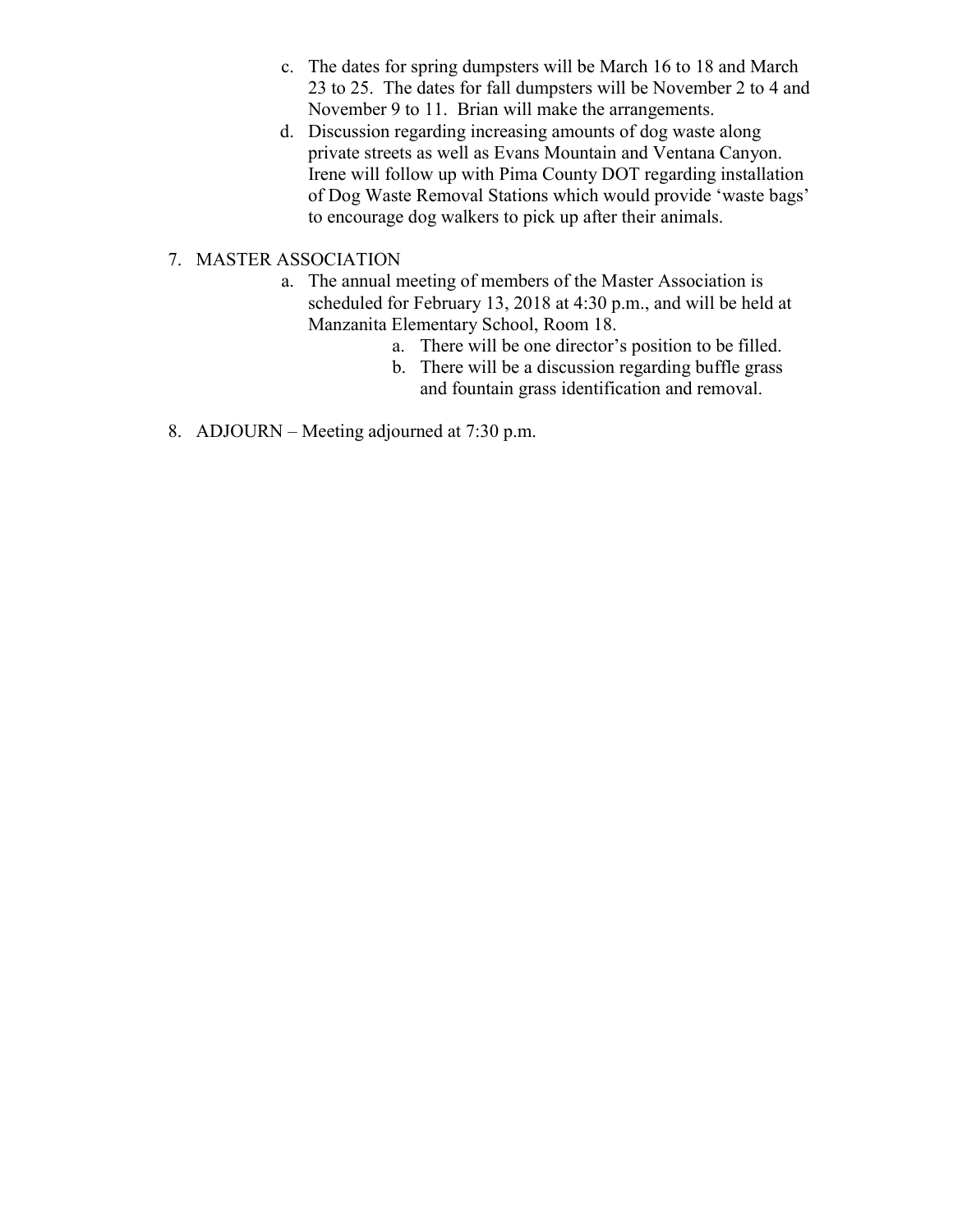c. The dates for spring dumpsters will be March 16 to 18 and March 23 to 25. The dates for fall dumpsters will be November 2 to 4 and November 9 to 11. Brian will make the arrangements.
d. Discussion regarding increasing amounts of dog waste along private streets as well as Evans Mountain and Ventana Canyon. Irene will follow up with Pima County DOT regarding installation of Dog Waste Removal Stations which would provide 'waste bags' to encourage dog walkers to pick up after their animals.

7. MASTER ASSOCIATION
   a. The annual meeting of members of the Master Association is scheduled for February 13, 2018 at 4:30 p.m., and will be held at Manzanita Elementary School, Room 18.
      a. There will be one director's position to be filled.
      b. There will be a discussion regarding buffle grass and fountain grass identification and removal.

8. ADJOURN – Meeting adjourned at 7:30 p.m.